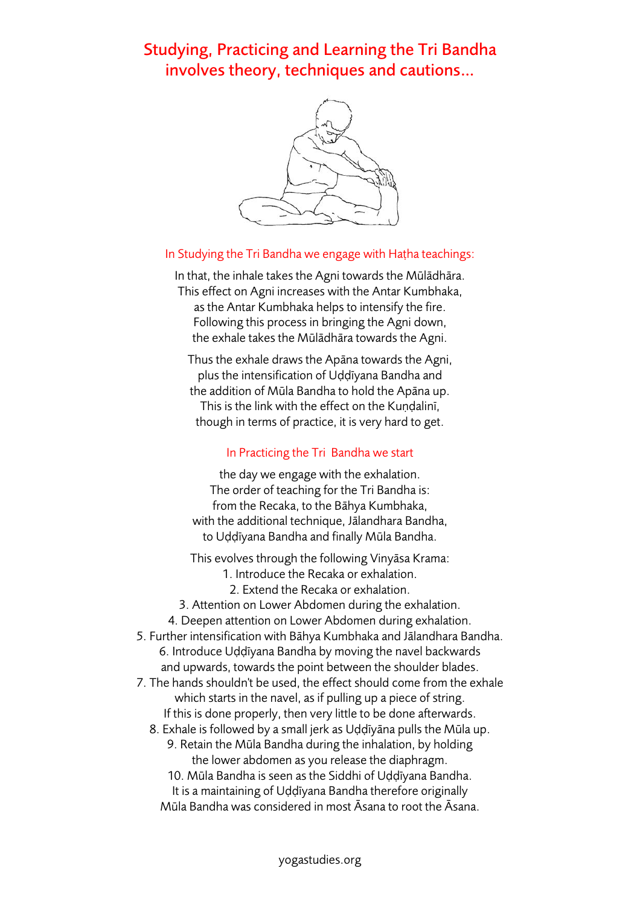# Studying, Practicing and Learning the Tri Bandha involves theory, techniques and cautions...

## In Studying the Tri Bandha we engage with Haṭha teachings:

In that, the inhale takes the Agni towards the Mūlādhāra.
This effect on Agni increases with the Antar Kumbhaka,
as the Antar Kumbhaka helps to intensify the fire.
Following this process in bringing the Agni down,
the exhale takes the Mūlādhāra towards the Agni.

Thus the exhale draws the Apāna towards the Agni,
plus the intensification of Uḍḍīyana Bandha and
the addition of Mūla Bandha to hold the Apāna up.
This is the link with the effect on the Kuṇḍalinī,
though in terms of practice, it is very hard to get.

## In Practicing the Tri Bandha we start

the day we engage with the exhalation.
The order of teaching for the Tri Bandha is:
from the Recaka, to the Bāhya Kumbhaka,
with the additional technique, Jālandhara Bandha,
to Uḍḍīyana Bandha and finally Mūla Bandha.

This evolves through the following Vinyāsa Krama:

1. Introduce the Recaka or exhalation.
2. Extend the Recaka or exhalation.
3. Attention on Lower Abdomen during the exhalation.
4. Deepen attention on Lower Abdomen during exhalation.
5. Further intensification with Bāhya Kumbhaka and Jālandhara Bandha.
6. Introduce Uḍḍīyana Bandha by moving the navel backwards and upwards, towards the point between the shoulder blades.
7. The hands shouldn't be used, the effect should come from the exhale which starts in the navel, as if pulling up a piece of string. If this is done properly, then very little to be done afterwards.
8. Exhale is followed by a small jerk as Uḍḍīyāna pulls the Mūla up.
9. Retain the Mūla Bandha during the inhalation, by holding the lower abdomen as you release the diaphragm.
10. Mūla Bandha is seen as the Siddhi of Uḍḍīyana Bandha. It is a maintaining of Uḍḍīyana Bandha therefore originally Mūla Bandha was considered in most Āsana to root the Āsana.

yogastudies.org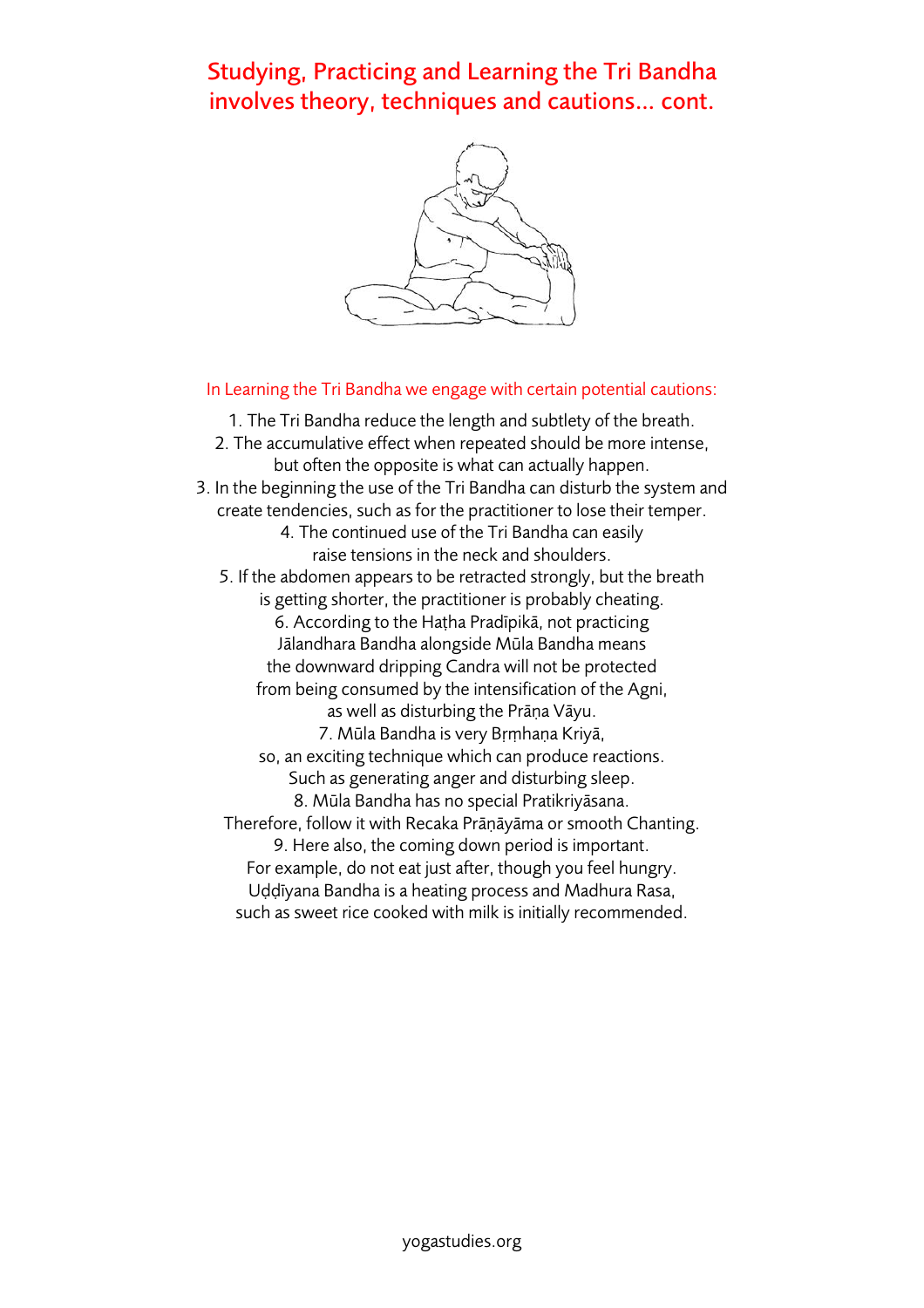# Studying, Practicing and Learning the Tri Bandha involves theory, techniques and cautions... cont.

In Learning the Tri Bandha we engage with certain potential cautions:

1. The Tri Bandha reduce the length and subtlety of the breath.
2. The accumulative effect when repeated should be more intense, but often the opposite is what can actually happen.
3. In the beginning the use of the Tri Bandha can disturb the system and create tendencies, such as for the practitioner to lose their temper.
4. The continued use of the Tri Bandha can easily raise tensions in the neck and shoulders.
5. If the abdomen appears to be retracted strongly, but the breath is getting shorter, the practitioner is probably cheating.
6. According to the Haṭha Pradīpikā, not practicing Jālandhara Bandha alongside Mūla Bandha means the downward dripping Candra will not be protected from being consumed by the intensification of the Agni, as well as disturbing the Prāṇa Vāyu.
7. Mūla Bandha is very Bṛṃhaṇa Kriyā, so, an exciting technique which can produce reactions. Such as generating anger and disturbing sleep.
8. Mūla Bandha has no special Pratikriyāsana. Therefore, follow it with Recaka Prāṇāyāma or smooth Chanting.
9. Here also, the coming down period is important. For example, do not eat just after, though you feel hungry. Uḍḍīyana Bandha is a heating process and Madhura Rasa, such as sweet rice cooked with milk is initially recommended.

yogastudies.org